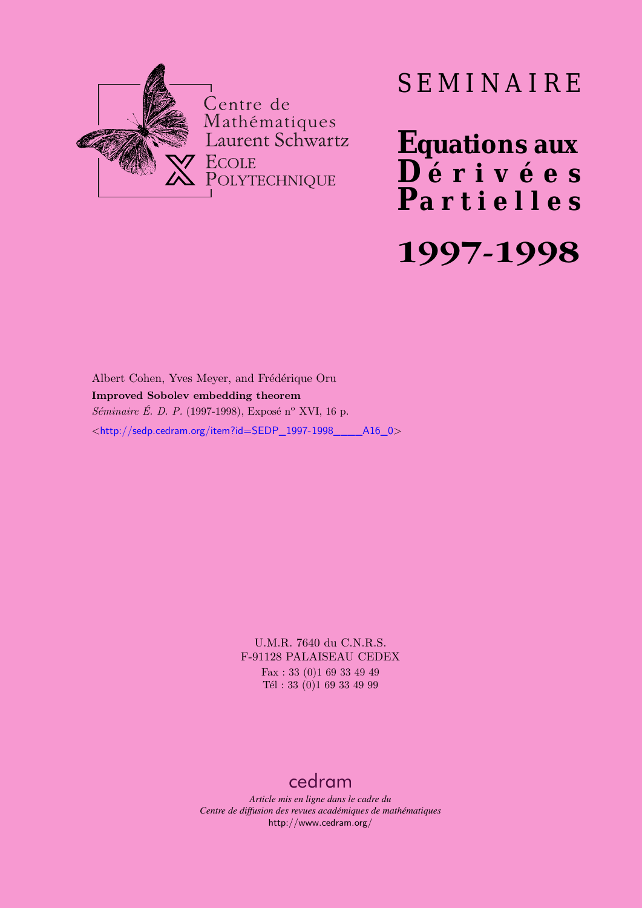Centre de Mathématiques Laurent Schwartz
ECOLE POLYTECHNIQUE

# SEMINAIRE

# Equations aux Dérivées Partielles

# 1997-1998

Albert Cohen, Yves Meyer, and Frédérique Oru

**Improved Sobolev embedding theorem**

*Séminaire É. D. P.* (1997-1998), Exposé n° XVI, 16 p.

<http://sedp.cedram.org/item?id=SEDP_1997-1998____A16_0>

U.M.R. 7640 du C.N.R.S.
F-91128 PALAISEAU CEDEX
Fax : 33 (0)1 69 33 49 49
Tél : 33 (0)1 69 33 49 99

cedram

*Article mis en ligne dans le cadre du*
*Centre de diffusion des revues académiques de mathématiques*
http://www.cedram.org/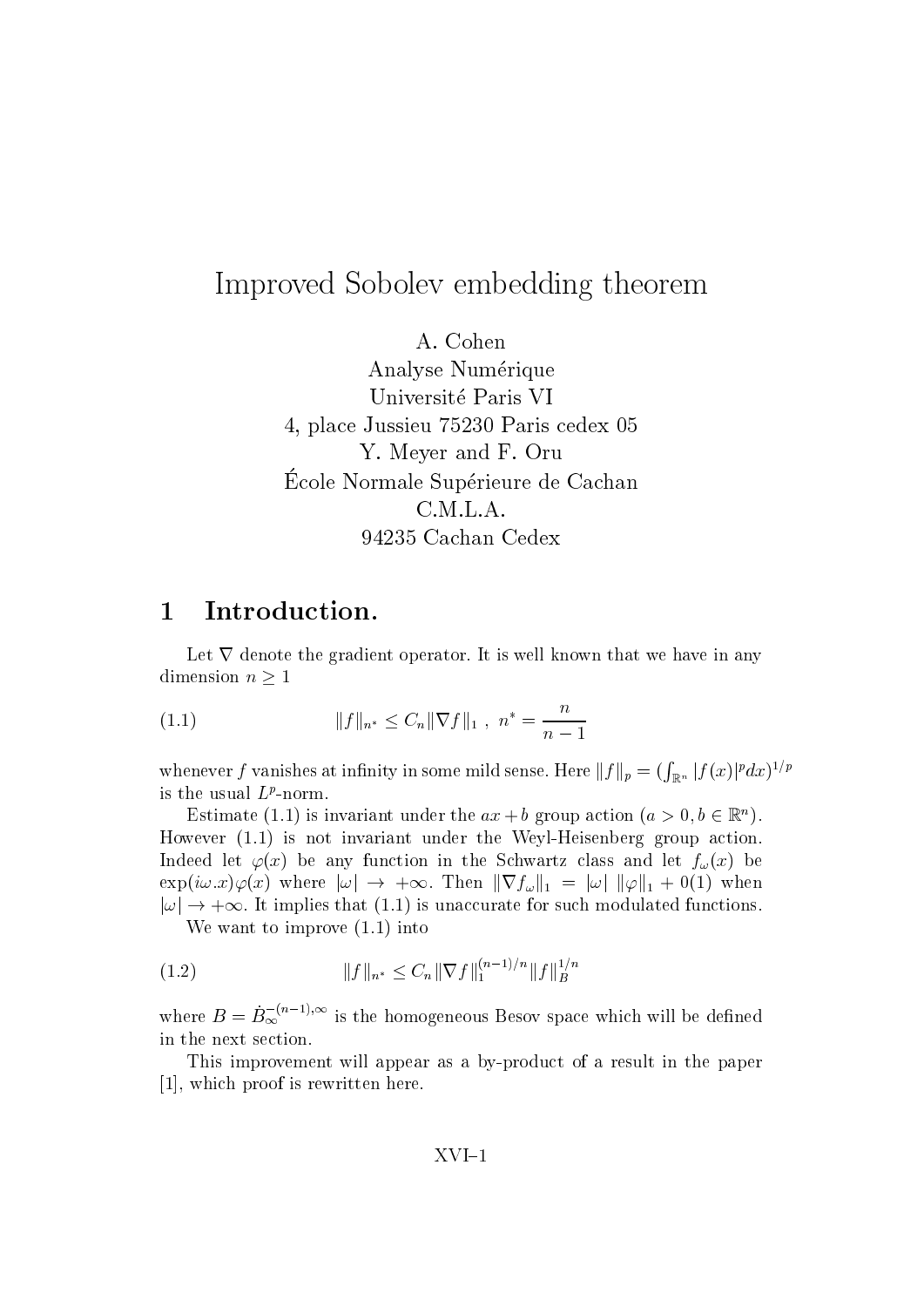# Improved Sobolev embedding theorem

A. Cohen
Analyse Numérique
Université Paris VI
4, place Jussieu 75230 Paris cedex 05
Y. Meyer and F. Oru
École Normale Supérieure de Cachan
C.M.L.A.
94235 Cachan Cedex

## 1 Introduction.

Let $\nabla$ denote the gradient operator. It is well known that we have in any dimension $n \geq 1$

$$\|f\|_{n^*} \leq C_n \|\nabla f\|_1 \ , \ n^* = \frac{n}{n-1} \tag{1.1}$$

whenever $f$ vanishes at infinity in some mild sense. Here $\|f\|_p = (\int_{\mathbb{R}^n} |f(x)|^p dx)^{1/p}$ is the usual $L^p$-norm.

Estimate (1.1) is invariant under the $ax+b$ group action ($a > 0, b \in \mathbb{R}^n$). However (1.1) is not invariant under the Weyl-Heisenberg group action. Indeed let $\varphi(x)$ be any function in the Schwartz class and let $f_\omega(x)$ be $\exp(i\omega.x)\varphi(x)$ where $|\omega| \to +\infty$. Then $\|\nabla f_\omega\|_1 = |\omega| \ \|\varphi\|_1 + 0(1)$ when $|\omega| \to +\infty$. It implies that (1.1) is unaccurate for such modulated functions.

We want to improve (1.1) into

$$\|f\|_{n^*} \leq C_n \|\nabla f\|_1^{(n-1)/n} \|f\|_B^{1/n} \tag{1.2}$$

where $B = \dot{B}_\infty^{-(n-1),\infty}$ is the homogeneous Besov space which will be defined in the next section.

This improvement will appear as a by-product of a result in the paper [1], which proof is rewritten here.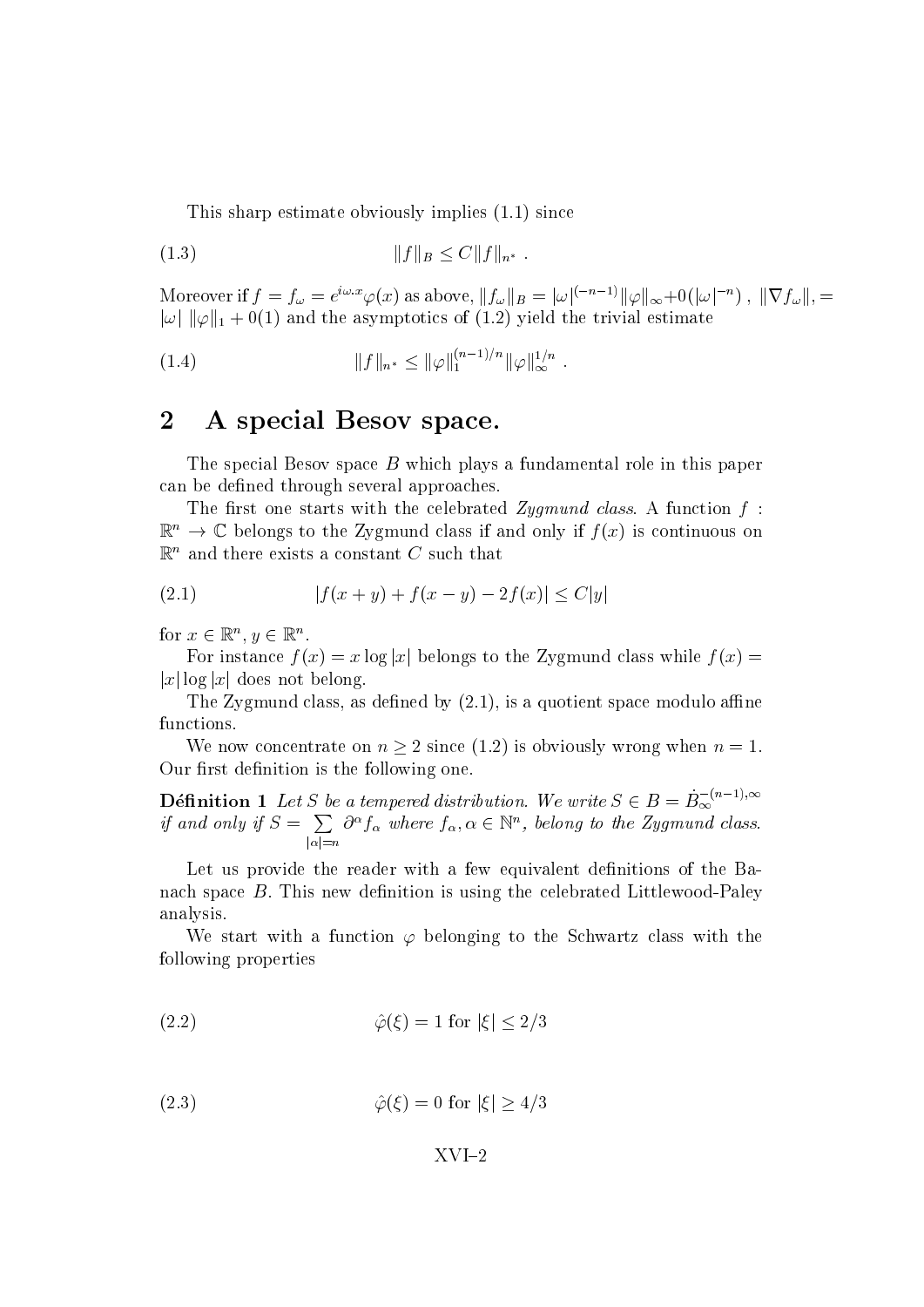This sharp estimate obviously implies (1.1) since

$$\|f\|_B \leq C\|f\|_{n^*} \ . \tag{1.3}$$

Moreover if $f = f_\omega = e^{i\omega.x}\varphi(x)$ as above, $\|f_\omega\|_B = |\omega|^{(-n-1)}\|\varphi\|_\infty + 0(|\omega|^{-n})$ , $\|\nabla f_\omega\|, = |\omega| \ \|\varphi\|_1 + 0(1)$ and the asymptotics of (1.2) yield the trivial estimate

$$\|f\|_{n^*} \leq \|\varphi\|_1^{(n-1)/n}\|\varphi\|_\infty^{1/n} \ . \tag{1.4}$$

## 2 A special Besov space.

The special Besov space $B$ which plays a fundamental role in this paper can be defined through several approaches.

The first one starts with the celebrated *Zygmund class*. A function $f : \mathbb{R}^n \to \mathbb{C}$ belongs to the Zygmund class if and only if $f(x)$ is continuous on $\mathbb{R}^n$ and there exists a constant $C$ such that

$$|f(x+y) + f(x-y) - 2f(x)| \leq C|y| \tag{2.1}$$

for $x \in \mathbb{R}^n, y \in \mathbb{R}^n$.

For instance $f(x) = x \log |x|$ belongs to the Zygmund class while $f(x) = |x| \log |x|$ does not belong.

The Zygmund class, as defined by (2.1), is a quotient space modulo affine functions.

We now concentrate on $n \geq 2$ since (1.2) is obviously wrong when $n = 1$. Our first definition is the following one.

**Définition 1** *Let $S$ be a tempered distribution. We write $S \in B = \dot{B}_\infty^{-(n-1),\infty}$ if and only if $S = \sum_{|\alpha|=n} \partial^\alpha f_\alpha$ where $f_\alpha, \alpha \in \mathbb{N}^n$, belong to the Zygmund class.*

Let us provide the reader with a few equivalent definitions of the Banach space $B$. This new definition is using the celebrated Littlewood-Paley analysis.

We start with a function $\varphi$ belonging to the Schwartz class with the following properties

$$\hat{\varphi}(\xi) = 1 \text{ for } |\xi| \leq 2/3 \tag{2.2}$$

$$\hat{\varphi}(\xi) = 0 \text{ for } |\xi| \geq 4/3 \tag{2.3}$$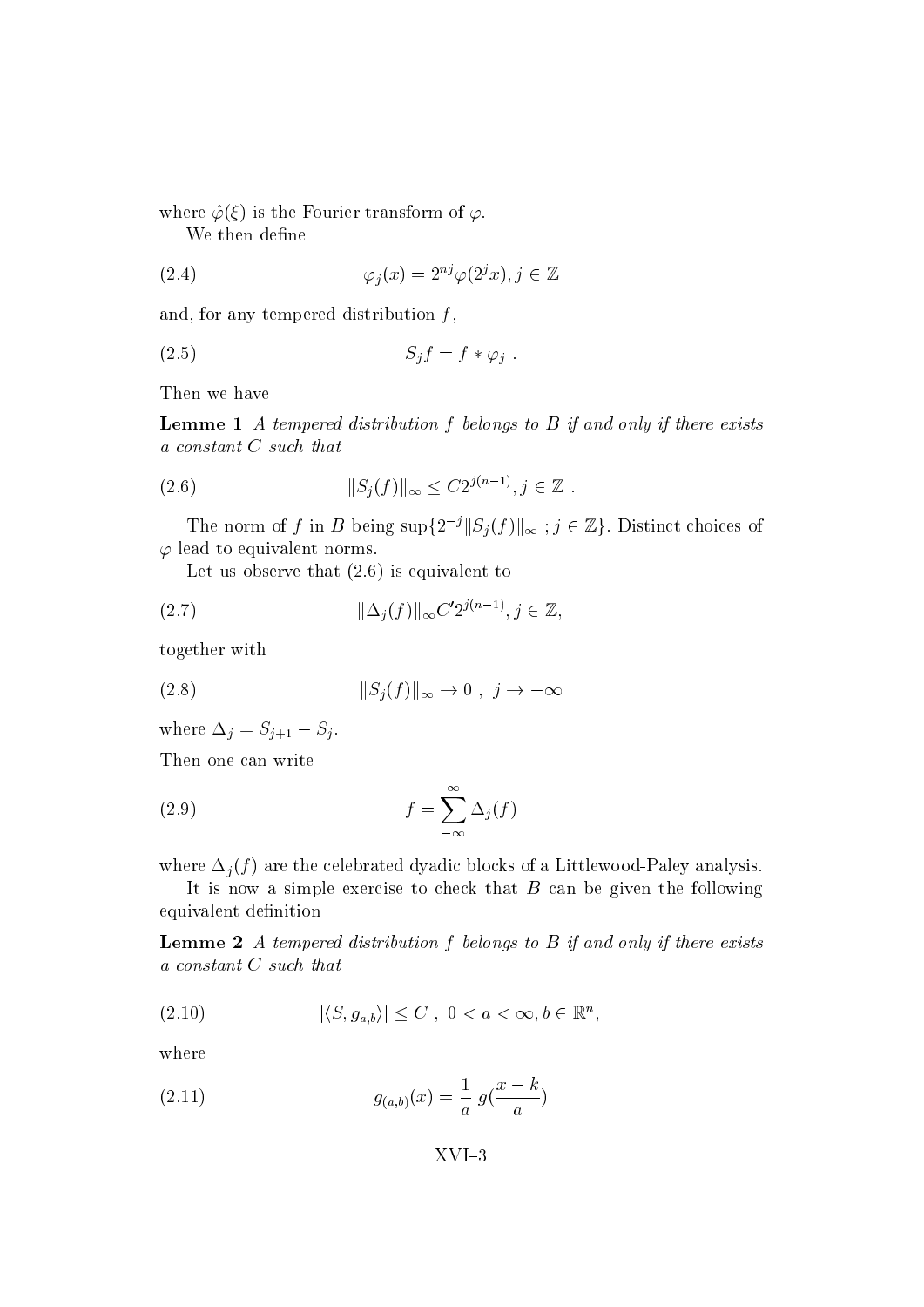where $\hat{\varphi}(\xi)$ is the Fourier transform of $\varphi$.

We then define

$$\varphi_j(x) = 2^{nj}\varphi(2^j x), j \in \mathbb{Z} \tag{2.4}$$

and, for any tempered distribution $f$,

$$S_j f = f * \varphi_j \ . \tag{2.5}$$

Then we have

**Lemme 1** *A tempered distribution $f$ belongs to $B$ if and only if there exists a constant $C$ such that*

$$\|S_j(f)\|_\infty \leq C 2^{j(n-1)}, j \in \mathbb{Z} \ . \tag{2.6}$$

The norm of $f$ in $B$ being $\sup\{2^{-j}\|S_j(f)\|_\infty \ ; j \in \mathbb{Z}\}$. Distinct choices of $\varphi$ lead to equivalent norms.

Let us observe that (2.6) is equivalent to

$$\|\Delta_j(f)\|_\infty C' 2^{j(n-1)}, j \in \mathbb{Z}, \tag{2.7}$$

together with

$$\|S_j(f)\|_\infty \to 0 \ , \ j \to -\infty \tag{2.8}$$

where $\Delta_j = S_{j+1} - S_j$.

Then one can write

$$f = \sum_{-\infty}^{\infty} \Delta_j(f) \tag{2.9}$$

where $\Delta_j(f)$ are the celebrated dyadic blocks of a Littlewood-Paley analysis.

It is now a simple exercise to check that $B$ can be given the following equivalent definition

**Lemme 2** *A tempered distribution $f$ belongs to $B$ if and only if there exists a constant $C$ such that*

$$|\langle S, g_{a,b}\rangle| \leq C \ , \ 0 < a < \infty, b \in \mathbb{R}^n, \tag{2.10}$$

where

$$g_{(a,b)}(x) = \frac{1}{a} \ g(\frac{x-k}{a}) \tag{2.11}$$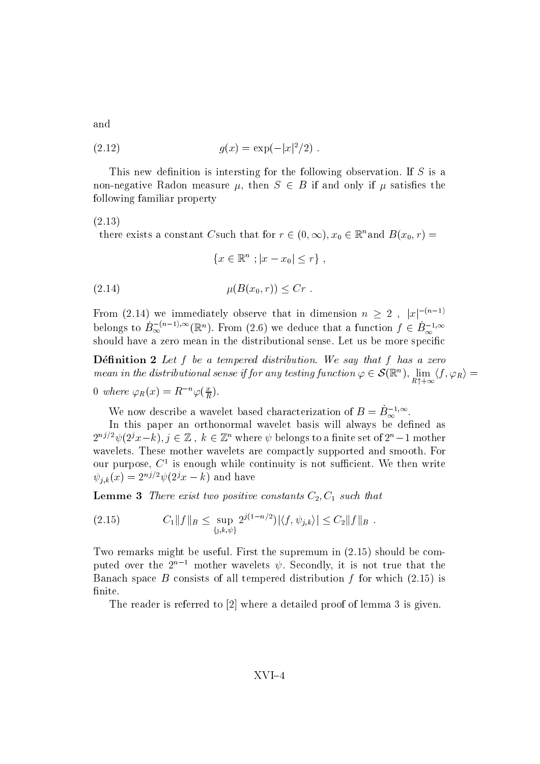and

$$g(x) = \exp(-|x|^2/2) \ . \tag{2.12}$$

This new definition is intersting for the following observation. If $S$ is a non-negative Radon measure $\mu$, then $S \in B$ if and only if $\mu$ satisfies the following familiar property

(2.13)
there exists a constant $C$such that for $r \in (0,\infty), x_0 \in \mathbb{R}^n$and $B(x_0, r) =$

$$\{x \in \mathbb{R}^n \ ; |x - x_0| \leq r\} \ ,$$

$$\mu(B(x_0, r)) \leq Cr \ . \tag{2.14}$$

From (2.14) we immediately observe that in dimension $n \geq 2$ , $|x|^{-(n-1)}$ belongs to $\dot{B}_{\infty}^{-(n-1),\infty}(\mathbb{R}^n)$. From (2.6) we deduce that a function $f \in \dot{B}_{\infty}^{-1,\infty}$ should have a zero mean in the distributional sense. Let us be more specific

**Définition 2** *Let $f$ be a tempered distribution. We say that $f$ has a zero mean in the distributional sense if for any testing function $\varphi \in \mathcal{S}(\mathbb{R}^n)$, $\lim_{R\uparrow+\infty} \langle f, \varphi_R \rangle = 0$ where $\varphi_R(x) = R^{-n}\varphi(\frac{x}{R})$.*

We now describe a wavelet based characterization of $B = \dot{B}_{\infty}^{-1,\infty}$.

In this paper an orthonormal wavelet basis will always be defined as $2^{nj/2}\psi(2^j x - k), j \in \mathbb{Z}$ , $k \in \mathbb{Z}^n$ where $\psi$ belongs to a finite set of $2^n - 1$ mother wavelets. These mother wavelets are compactly supported and smooth. For our purpose, $C^1$ is enough while continuity is not sufficient. We then write $\psi_{j,k}(x) = 2^{nj/2}\psi(2^j x - k)$ and have

**Lemme 3** *There exist two positive constants $C_2, C_1$ such that*

$$C_1 \|f\|_B \leq \sup_{\{j,k,\psi\}} 2^{j(1-n/2)} |\langle f, \psi_{j,k} \rangle| \leq C_2 \|f\|_B \ . \tag{2.15}$$

Two remarks might be useful. First the supremum in (2.15) should be computed over the $2^{n-1}$ mother wavelets $\psi$. Secondly, it is not true that the Banach space $B$ consists of all tempered distribution $f$ for which (2.15) is finite.

The reader is referred to [2] where a detailed proof of lemma 3 is given.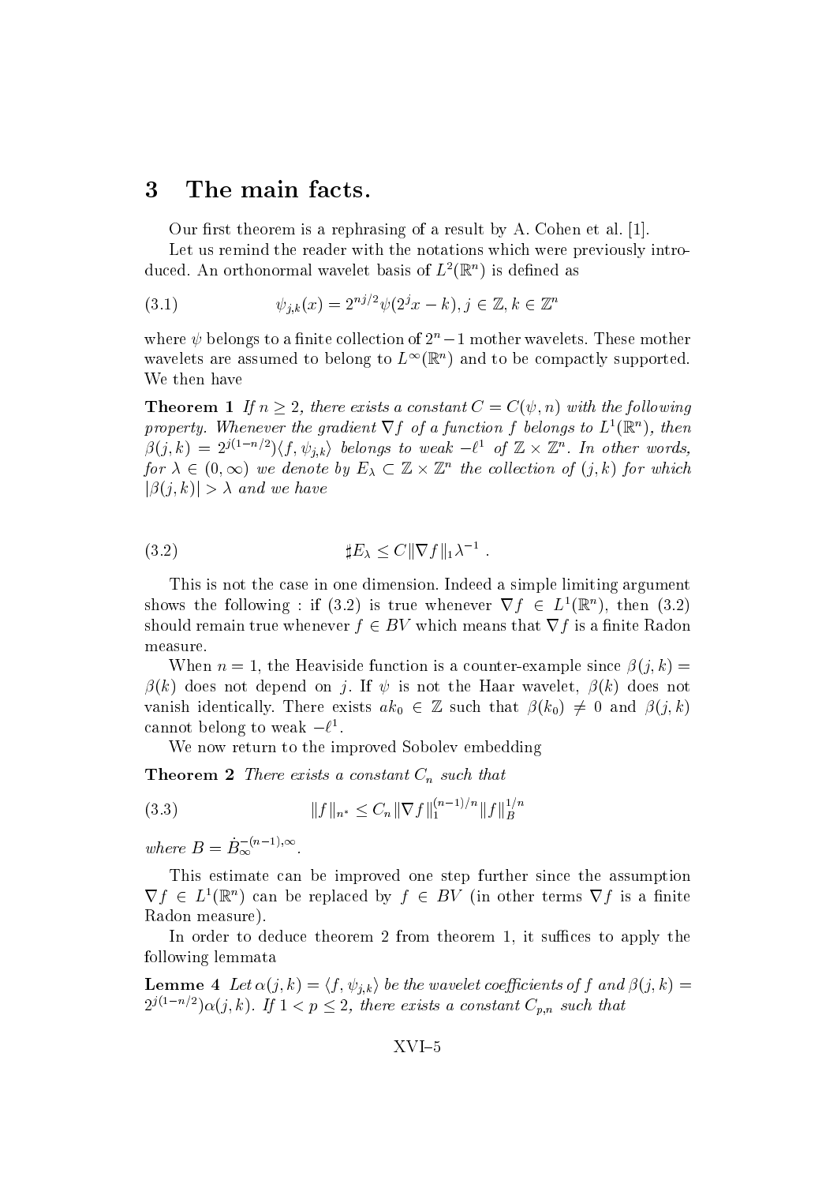## 3 The main facts.

Our first theorem is a rephrasing of a result by A. Cohen et al. [1].

Let us remind the reader with the notations which were previously introduced. An orthonormal wavelet basis of $L^2(\mathbb{R}^n)$ is defined as

$$\psi_{j,k}(x) = 2^{nj/2}\psi(2^j x - k), j \in \mathbb{Z}, k \in \mathbb{Z}^n \tag{3.1}$$

where $\psi$ belongs to a finite collection of $2^n - 1$ mother wavelets. These mother wavelets are assumed to belong to $L^\infty(\mathbb{R}^n)$ and to be compactly supported. We then have

**Theorem 1** *If $n \geq 2$, there exists a constant $C = C(\psi, n)$ with the following property. Whenever the gradient $\nabla f$ of a function $f$ belongs to $L^1(\mathbb{R}^n)$, then $\beta(j,k) = 2^{j(1-n/2)}\langle f, \psi_{j,k}\rangle$ belongs to weak $-\ell^1$ of $\mathbb{Z} \times \mathbb{Z}^n$. In other words, for $\lambda \in (0, \infty)$ we denote by $E_\lambda \subset \mathbb{Z} \times \mathbb{Z}^n$ the collection of $(j,k)$ for which $|\beta(j,k)| > \lambda$ and we have*

$$\sharp E_\lambda \leq C \|\nabla f\|_1 \lambda^{-1} . \tag{3.2}$$

This is not the case in one dimension. Indeed a simple limiting argument shows the following : if (3.2) is true whenever $\nabla f \in L^1(\mathbb{R}^n)$, then (3.2) should remain true whenever $f \in BV$ which means that $\nabla f$ is a finite Radon measure.

When $n = 1$, the Heaviside function is a counter-example since $\beta(j,k) = \beta(k)$ does not depend on $j$. If $\psi$ is not the Haar wavelet, $\beta(k)$ does not vanish identically. There exists a$k_0 \in \mathbb{Z}$ such that $\beta(k_0) \neq 0$ and $\beta(j,k)$ cannot belong to weak $-\ell^1$.

We now return to the improved Sobolev embedding

**Theorem 2** *There exists a constant $C_n$ such that*

$$\|f\|_{n^*} \leq C_n \|\nabla f\|_1^{(n-1)/n} \|f\|_B^{1/n} \tag{3.3}$$

*where $B = \dot{B}_\infty^{-(n-1),\infty}$.*

This estimate can be improved one step further since the assumption $\nabla f \in L^1(\mathbb{R}^n)$ can be replaced by $f \in BV$ (in other terms $\nabla f$ is a finite Radon measure).

In order to deduce theorem 2 from theorem 1, it suffices to apply the following lemmata

**Lemme 4** *Let $\alpha(j,k) = \langle f, \psi_{j,k}\rangle$ be the wavelet coefficients of $f$ and $\beta(j,k) = 2^{j(1-n/2)}\alpha(j,k)$. If $1 < p \leq 2$, there exists a constant $C_{p,n}$ such that*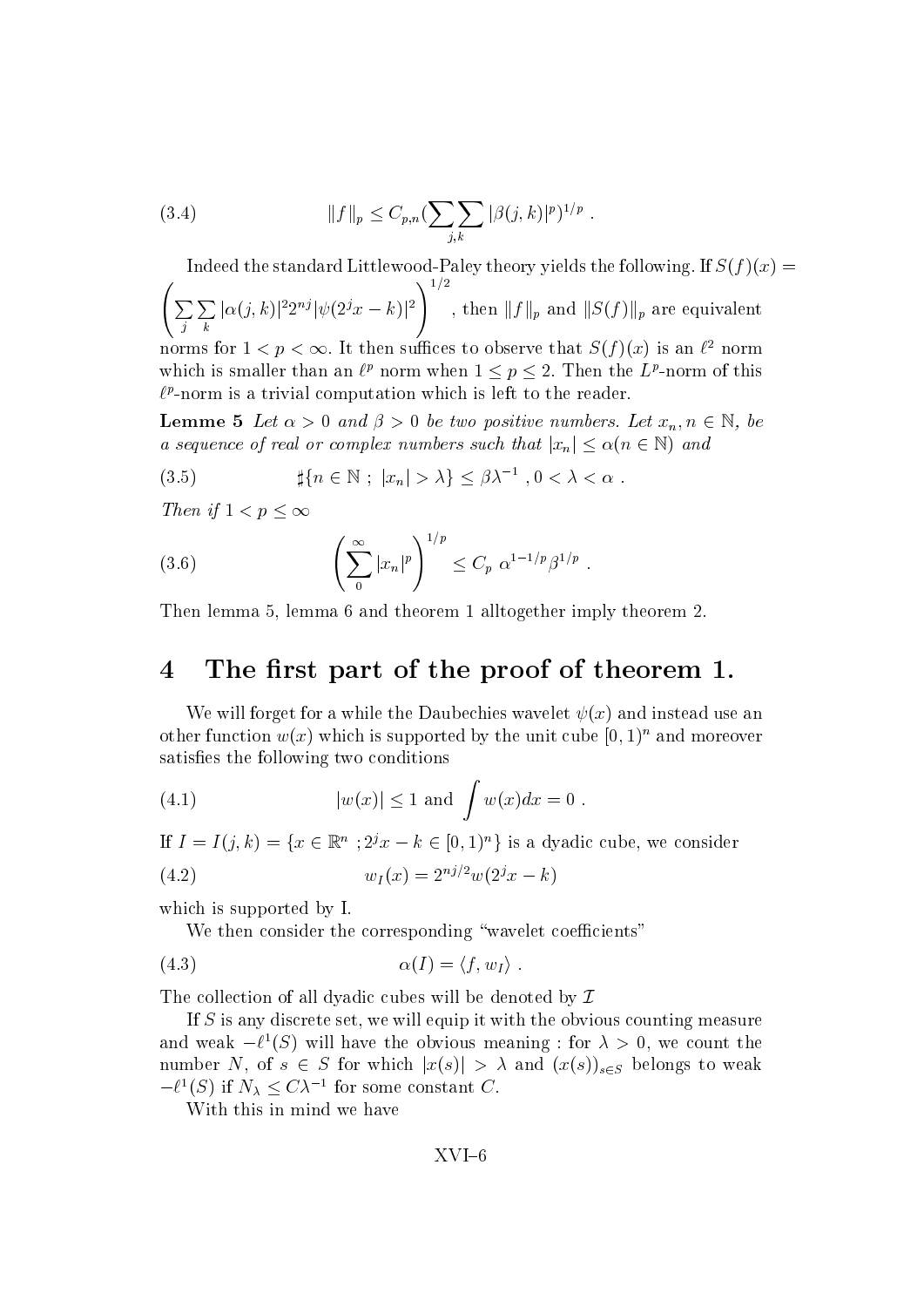$$\|f\|_p \leq C_{p,n}(\sum_{j,k}\sum |\beta(j,k)|^p)^{1/p} \ . \tag{3.4}$$

Indeed the standard Littlewood-Paley theory yields the following. If $S(f)(x) = \left(\sum_j \sum_k |\alpha(j,k)|^2 2^{nj} |\psi(2^j x - k)|^2\right)^{1/2}$, then $\|f\|_p$ and $\|S(f)\|_p$ are equivalent norms for $1 < p < \infty$. It then suffices to observe that $S(f)(x)$ is an $\ell^2$ norm which is smaller than an $\ell^p$ norm when $1 \leq p \leq 2$. Then the $L^p$-norm of this $\ell^p$-norm is a trivial computation which is left to the reader.

**Lemma 5** *Let $\alpha > 0$ and $\beta > 0$ be two positive numbers. Let $x_n, n \in \mathbb{N}$, be a sequence of real or complex numbers such that $|x_n| \leq \alpha (n \in \mathbb{N})$ and*

$$\sharp\{n \in \mathbb{N} \ ; \ |x_n| > \lambda\} \leq \beta\lambda^{-1} \ , 0 < \lambda < \alpha \ . \tag{3.5}$$

*Then if $1 < p \leq \infty$*

$$\left(\sum_0^\infty |x_n|^p\right)^{1/p} \leq C_p \ \alpha^{1-1/p}\beta^{1/p} \ . \tag{3.6}$$

Then lemma 5, lemma 6 and theorem 1 alltogether imply theorem 2.

## 4 The first part of the proof of theorem 1.

We will forget for a while the Daubechies wavelet $\psi(x)$ and instead use an other function $w(x)$ which is supported by the unit cube $[0,1)^n$ and moreover satisfies the following two conditions

$$|w(x)| \leq 1 \text{ and } \int w(x)dx = 0 \ . \tag{4.1}$$

If $I = I(j,k) = \{x \in \mathbb{R}^n \ ; 2^j x - k \in [0,1)^n\}$ is a dyadic cube, we consider

$$w_I(x) = 2^{nj/2} w(2^j x - k) \tag{4.2}$$

which is supported by I.

We then consider the corresponding "wavelet coefficients"

$$\alpha(I) = \langle f, w_I \rangle \ . \tag{4.3}$$

The collection of all dyadic cubes will be denoted by $\mathcal{I}$

If $S$ is any discrete set, we will equip it with the obvious counting measure and weak $-\ell^1(S)$ will have the obvious meaning : for $\lambda > 0$, we count the number $N$, of $s \in S$ for which $|x(s)| > \lambda$ and $(x(s))_{s \in S}$ belongs to weak $-\ell^1(S)$ if $N_\lambda \leq C\lambda^{-1}$ for some constant $C$.

With this in mind we have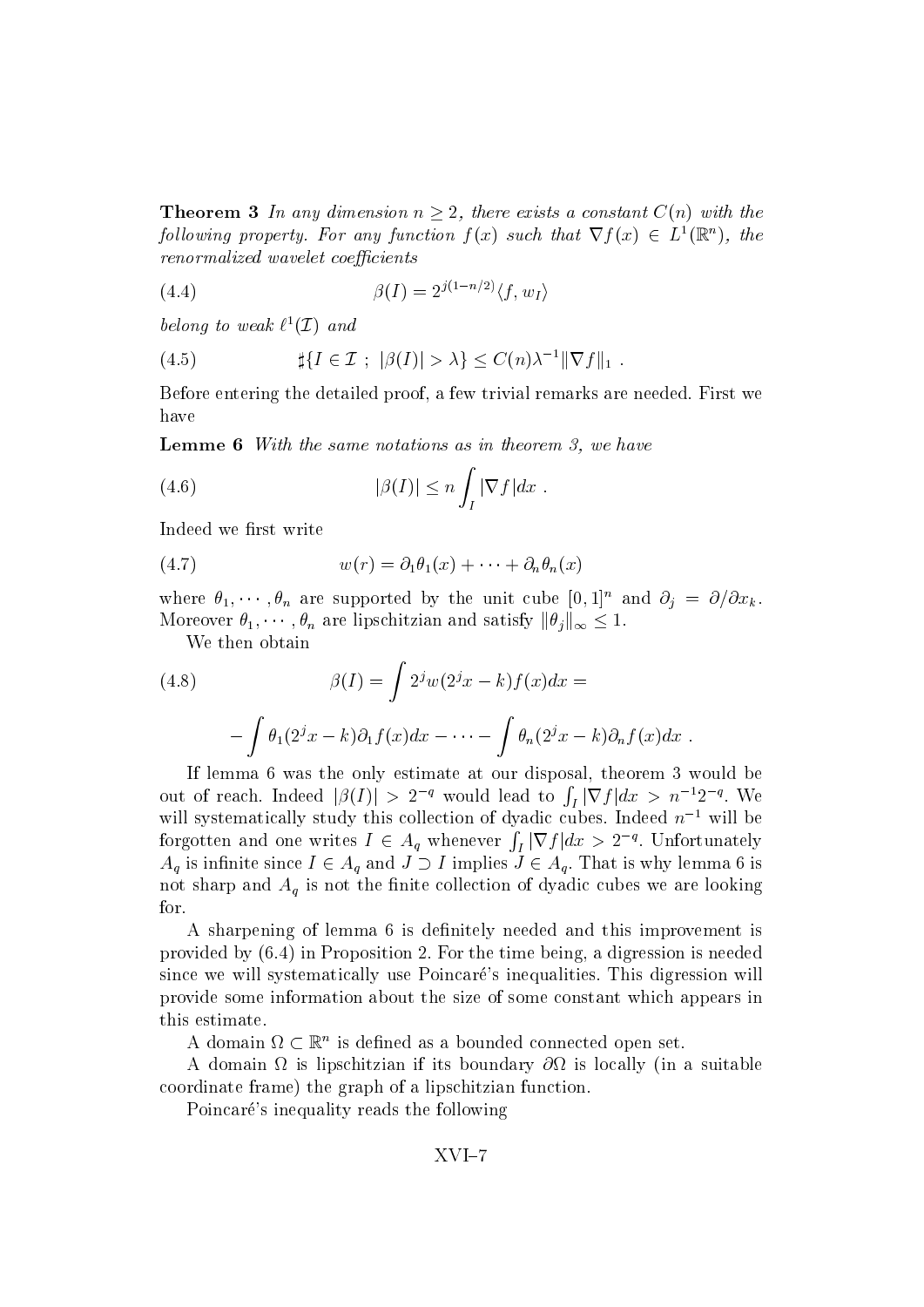**Theorem 3** *In any dimension $n \geq 2$, there exists a constant $C(n)$ with the following property. For any function $f(x)$ such that $\nabla f(x) \in L^1(\mathbb{R}^n)$, the renormalized wavelet coefficients*

$$\beta(I) = 2^{j(1-n/2)} \langle f, w_I \rangle \tag{4.4}$$

*belong to weak $\ell^1(\mathcal{I})$ and*

$$\sharp\{I \in \mathcal{I} \ ; \ |\beta(I)| > \lambda\} \leq C(n)\lambda^{-1} \|\nabla f\|_1 \ . \tag{4.5}$$

Before entering the detailed proof, a few trivial remarks are needed. First we have

**Lemme 6** *With the same notations as in theorem 3, we have*

$$|\beta(I)| \leq n \int_I |\nabla f| dx \ . \tag{4.6}$$

Indeed we first write

$$w(r) = \partial_1 \theta_1(x) + \cdots + \partial_n \theta_n(x) \tag{4.7}$$

where $\theta_1, \cdots, \theta_n$ are supported by the unit cube $[0,1]^n$ and $\partial_j = \partial/\partial x_k$. Moreover $\theta_1, \cdots, \theta_n$ are lipschitzian and satisfy $\|\theta_j\|_\infty \leq 1$.

We then obtain

$$\beta(I) = \int 2^j w(2^j x - k) f(x) dx = \tag{4.8}$$

$$-\int \theta_1(2^j x - k)\partial_1 f(x) dx - \cdots - \int \theta_n(2^j x - k)\partial_n f(x) dx \ .$$

If lemma 6 was the only estimate at our disposal, theorem 3 would be out of reach. Indeed $|\beta(I)| > 2^{-q}$ would lead to $\int_I |\nabla f| dx > n^{-1}2^{-q}$. We will systematically study this collection of dyadic cubes. Indeed $n^{-1}$ will be forgotten and one writes $I \in A_q$ whenever $\int_I |\nabla f| dx > 2^{-q}$. Unfortunately $A_q$ is infinite since $I \in A_q$ and $J \supset I$ implies $J \in A_q$. That is why lemma 6 is not sharp and $A_q$ is not the finite collection of dyadic cubes we are looking for.

A sharpening of lemma 6 is definitely needed and this improvement is provided by (6.4) in Proposition 2. For the time being, a digression is needed since we will systematically use Poincaré's inequalities. This digression will provide some information about the size of some constant which appears in this estimate.

A domain $\Omega \subset \mathbb{R}^n$ is defined as a bounded connected open set.

A domain $\Omega$ is lipschitzian if its boundary $\partial\Omega$ is locally (in a suitable coordinate frame) the graph of a lipschitzian function.

Poincaré's inequality reads the following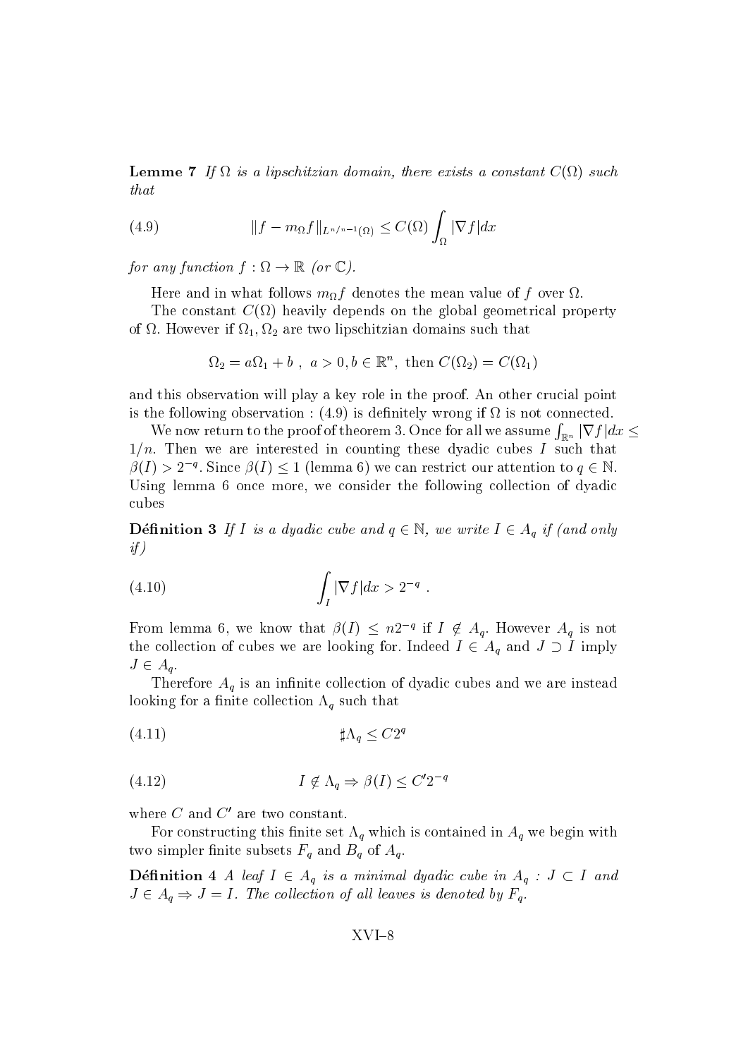**Lemme 7** *If $\Omega$ is a lipschitzian domain, there exists a constant $C(\Omega)$ such that*

$$\|f - m_\Omega f\|_{L^{n/n-1}(\Omega)} \leq C(\Omega) \int_\Omega |\nabla f| dx \tag{4.9}$$

*for any function $f : \Omega \to \mathbb{R}$ (or $\mathbb{C}$).*

Here and in what follows $m_\Omega f$ denotes the mean value of $f$ over $\Omega$.

The constant $C(\Omega)$ heavily depends on the global geometrical property of $\Omega$. However if $\Omega_1, \Omega_2$ are two lipschitzian domains such that

$$\Omega_2 = a\Omega_1 + b \ , \ a > 0, b \in \mathbb{R}^n, \text{ then } C(\Omega_2) = C(\Omega_1)$$

and this observation will play a key role in the proof. An other crucial point is the following observation : (4.9) is definitely wrong if $\Omega$ is not connected.

We now return to the proof of theorem 3. Once for all we assume $\int_{\mathbb{R}^n} |\nabla f| dx \leq 1/n$. Then we are interested in counting these dyadic cubes $I$ such that $\beta(I) > 2^{-q}$. Since $\beta(I) \leq 1$ (lemma 6) we can restrict our attention to $q \in \mathbb{N}$. Using lemma 6 once more, we consider the following collection of dyadic cubes

**Définition 3** *If $I$ is a dyadic cube and $q \in \mathbb{N}$, we write $I \in A_q$ if (and only if)*

$$\int_I |\nabla f| dx > 2^{-q} \ . \tag{4.10}$$

From lemma 6, we know that $\beta(I) \leq n2^{-q}$ if $I \notin A_q$. However $A_q$ is not the collection of cubes we are looking for. Indeed $I \in A_q$ and $J \supset I$ imply $J \in A_q$.

Therefore $A_q$ is an infinite collection of dyadic cubes and we are instead looking for a finite collection $\Lambda_q$ such that

$$\sharp \Lambda_q \leq C 2^q \tag{4.11}$$

$$I \notin \Lambda_q \Rightarrow \beta(I) \leq C' 2^{-q} \tag{4.12}$$

where $C$ and $C'$ are two constant.

For constructing this finite set $\Lambda_q$ which is contained in $A_q$ we begin with two simpler finite subsets $F_q$ and $B_q$ of $A_q$.

**Définition 4** *A leaf $I \in A_q$ is a minimal dyadic cube in $A_q$ : $J \subset I$ and $J \in A_q \Rightarrow J = I$. The collection of all leaves is denoted by $F_q$.*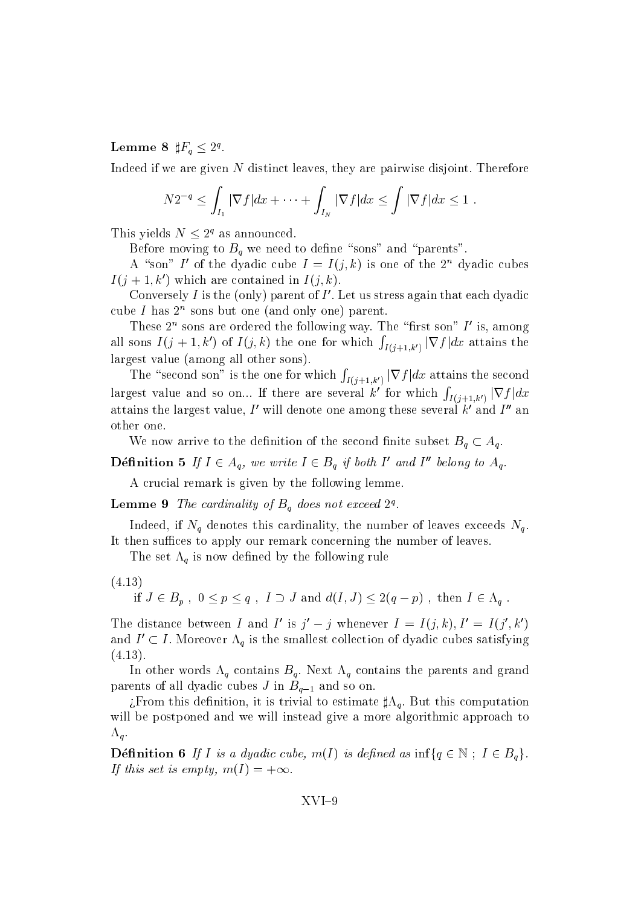**Lemme 8** $\sharp F_q \leq 2^q$.

Indeed if we are given $N$ distinct leaves, they are pairwise disjoint. Therefore

$$N2^{-q} \leq \int_{I_1} |\nabla f| dx + \cdots + \int_{I_N} |\nabla f| dx \leq \int |\nabla f| dx \leq 1 \ .$$

This yields $N \leq 2^q$ as announced.

Before moving to $B_q$ we need to define "sons" and "parents".

A "son" $I'$ of the dyadic cube $I = I(j,k)$ is one of the $2^n$ dyadic cubes $I(j+1,k')$ which are contained in $I(j,k)$.

Conversely $I$ is the (only) parent of $I'$. Let us stress again that each dyadic cube $I$ has $2^n$ sons but one (and only one) parent.

These $2^n$ sons are ordered the following way. The "first son" $I'$ is, among all sons $I(j+1,k')$ of $I(j,k)$ the one for which $\int_{I(j+1,k')} |\nabla f| dx$ attains the largest value (among all other sons).

The "second son" is the one for which $\int_{I(j+1,k')} |\nabla f| dx$ attains the second largest value and so on... If there are several $k'$ for which $\int_{I(j+1,k')} |\nabla f| dx$ attains the largest value, $I'$ will denote one among these several $k'$ and $I''$ an other one.

We now arrive to the definition of the second finite subset $B_q \subset A_q$.

**Définition 5** *If $I \in A_q$, we write $I \in B_q$ if both $I'$ and $I''$ belong to $A_q$.*

A crucial remark is given by the following lemme.

**Lemme 9** *The cardinality of $B_q$ does not exceed $2^q$.*

Indeed, if $N_q$ denotes this cardinality, the number of leaves exceeds $N_q$. It then suffices to apply our remark concerning the number of leaves.

The set $\Lambda_q$ is now defined by the following rule

(4.13)

$$\text{if } J \in B_p \ , \ 0 \leq p \leq q \ , \ I \supset J \text{ and } d(I,J) \leq 2(q-p) \ , \text{ then } I \in \Lambda_q \ .$$

The distance between $I$ and $I'$ is $j' - j$ whenever $I = I(j,k), I' = I(j',k')$ and $I' \subset I$. Moreover $\Lambda_q$ is the smallest collection of dyadic cubes satisfying (4.13).

In other words $\Lambda_q$ contains $B_q$. Next $\Lambda_q$ contains the parents and grand parents of all dyadic cubes $J$ in $B_{q-1}$ and so on.

¿From this definition, it is trivial to estimate $\sharp\Lambda_q$. But this computation will be postponed and we will instead give a more algorithmic approach to $\Lambda_q$.

**Définition 6** *If $I$ is a dyadic cube, $m(I)$ is defined as $\inf\{q \in \mathbb{N} \ ; \ I \in B_q\}$. If this set is empty, $m(I) = +\infty$.*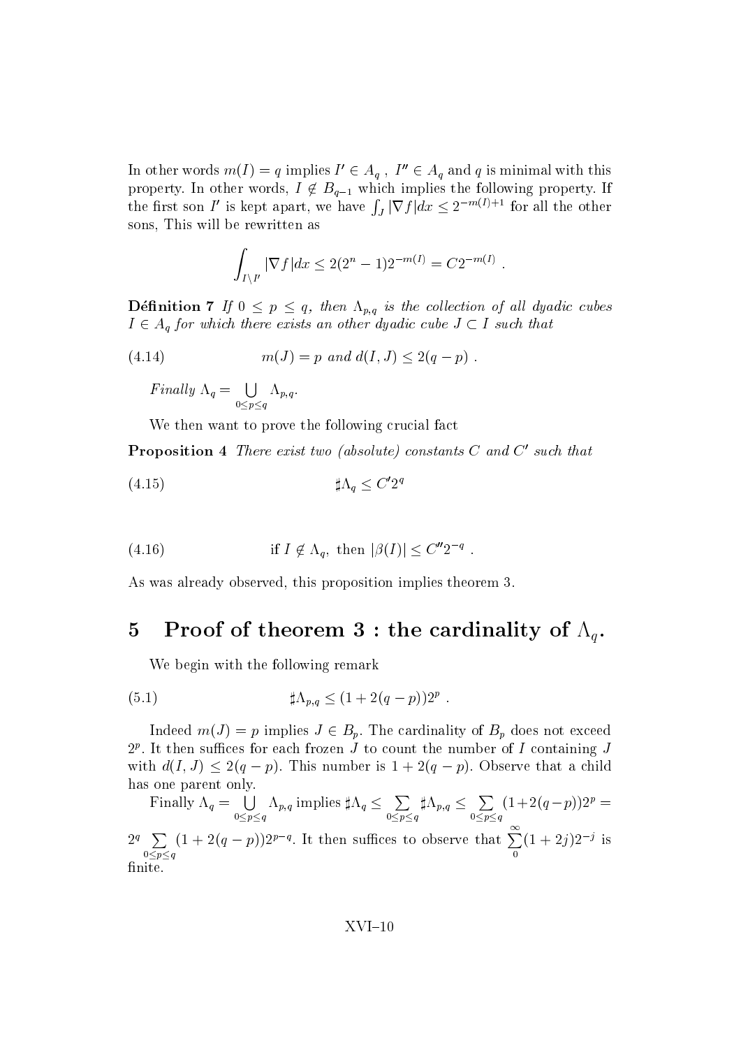In other words $m(I) = q$ implies $I' \in A_q$ , $I'' \in A_q$ and $q$ is minimal with this property. In other words, $I \notin B_{q-1}$ which implies the following property. If the first son $I'$ is kept apart, we have $\int_J |\nabla f| dx \leq 2^{-m(I)+1}$ for all the other sons, This will be rewritten as

$$\int_{I \setminus I'} |\nabla f| dx \leq 2(2^n - 1) 2^{-m(I)} = C 2^{-m(I)} \ .$$

**Définition 7** *If $0 \leq p \leq q$, then $\Lambda_{p,q}$ is the collection of all dyadic cubes $I \in A_q$ for which there exists an other dyadic cube $J \subset I$ such that*

$$m(J) = p \text{ and } d(I, J) \leq 2(q - p) \ . \tag{4.14}$$

*Finally $\Lambda_q = \bigcup_{0 \leq p \leq q} \Lambda_{p,q}$.*

We then want to prove the following crucial fact

**Proposition 4** *There exist two (absolute) constants $C$ and $C'$ such that*

$$\sharp \Lambda_q \leq C' 2^q \tag{4.15}$$

$$\text{if } I \notin \Lambda_q, \text{ then } |\beta(I)| \leq C'' 2^{-q} \ . \tag{4.16}$$

As was already observed, this proposition implies theorem 3.

# 5 Proof of theorem 3 : the cardinality of $\Lambda_q$.

We begin with the following remark

$$\sharp \Lambda_{p,q} \leq (1 + 2(q - p)) 2^p \ . \tag{5.1}$$

Indeed $m(J) = p$ implies $J \in B_p$. The cardinality of $B_p$ does not exceed $2^p$. It then suffices for each frozen $J$ to count the number of $I$ containing $J$ with $d(I, J) \leq 2(q - p)$. This number is $1 + 2(q - p)$. Observe that a child has one parent only.

Finally $\Lambda_q = \bigcup_{0 \leq p \leq q} \Lambda_{p,q}$ implies $\sharp \Lambda_q \leq \sum_{0 \leq p \leq q} \sharp \Lambda_{p,q} \leq \sum_{0 \leq p \leq q} (1 + 2(q-p)) 2^p = 2^q \sum_{0 \leq p \leq q} (1 + 2(q - p)) 2^{p-q}$. It then suffices to observe that $\sum_0^\infty (1 + 2j) 2^{-j}$ is finite.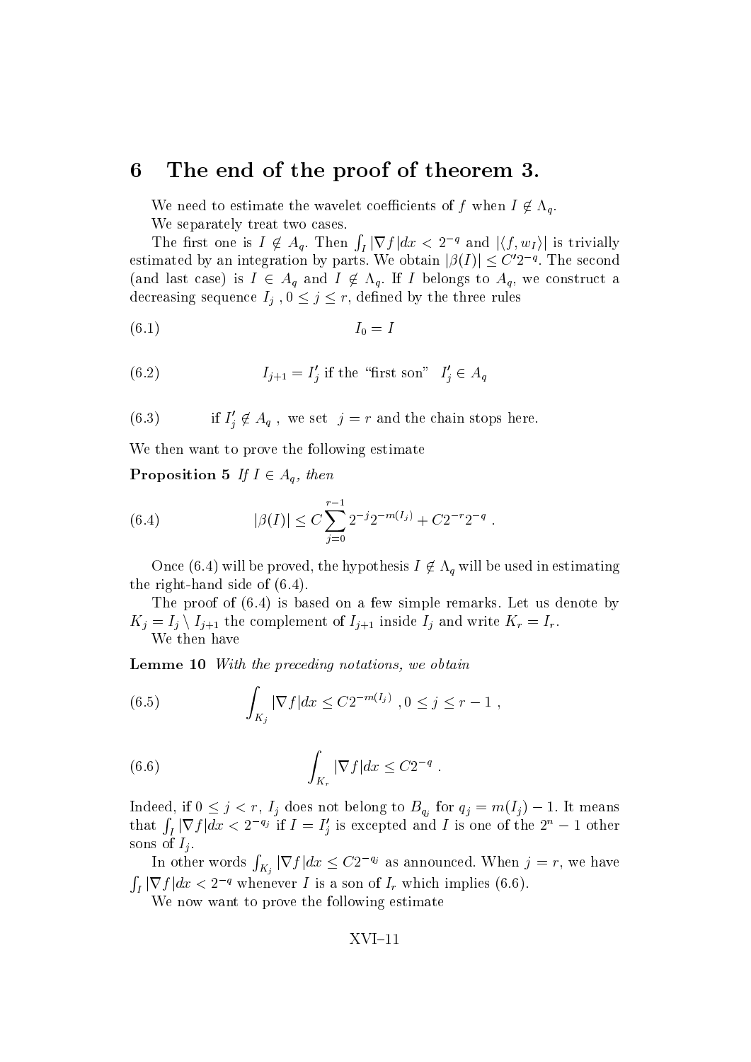# 6 The end of the proof of theorem 3.

We need to estimate the wavelet coefficients of $f$ when $I \notin \Lambda_q$.

We separately treat two cases.

The first one is $I \notin A_q$. Then $\int_I |\nabla f| dx < 2^{-q}$ and $|\langle f, w_I \rangle|$ is trivially estimated by an integration by parts. We obtain $|\beta(I)| \leq C' 2^{-q}$. The second (and last case) is $I \in A_q$ and $I \notin \Lambda_q$. If $I$ belongs to $A_q$, we construct a decreasing sequence $I_j$, $0 \leq j \leq r$, defined by the three rules

$$I_0 = I \tag{6.1}$$

$$I_{j+1} = I'_j \text{ if the "first son" } I'_j \in A_q \tag{6.2}$$

$$\text{if } I'_j \notin A_q \text{ , we set } j = r \text{ and the chain stops here.} \tag{6.3}$$

We then want to prove the following estimate

**Proposition 5** *If $I \in A_q$, then*

$$|\beta(I)| \leq C \sum_{j=0}^{r-1} 2^{-j} 2^{-m(I_j)} + C 2^{-r} 2^{-q} . \tag{6.4}$$

Once (6.4) will be proved, the hypothesis $I \notin \Lambda_q$ will be used in estimating the right-hand side of (6.4).

The proof of (6.4) is based on a few simple remarks. Let us denote by $K_j = I_j \setminus I_{j+1}$ the complement of $I_{j+1}$ inside $I_j$ and write $K_r = I_r$.

We then have

**Lemme 10** *With the preceding notations, we obtain*

$$\int_{K_j} |\nabla f| dx \leq C 2^{-m(I_j)} \text{ , } 0 \leq j \leq r-1 \text{ ,} \tag{6.5}$$

$$\int_{K_r} |\nabla f| dx \leq C 2^{-q} . \tag{6.6}$$

Indeed, if $0 \leq j < r$, $I_j$ does not belong to $B_{q_j}$ for $q_j = m(I_j) - 1$. It means that $\int_I |\nabla f| dx < 2^{-q_j}$ if $I = I'_j$ is excepted and $I$ is one of the $2^n - 1$ other sons of $I_j$.

In other words $\int_{K_j} |\nabla f| dx \leq C 2^{-q_j}$ as announced. When $j = r$, we have $\int_I |\nabla f| dx < 2^{-q}$ whenever $I$ is a son of $I_r$ which implies (6.6).

We now want to prove the following estimate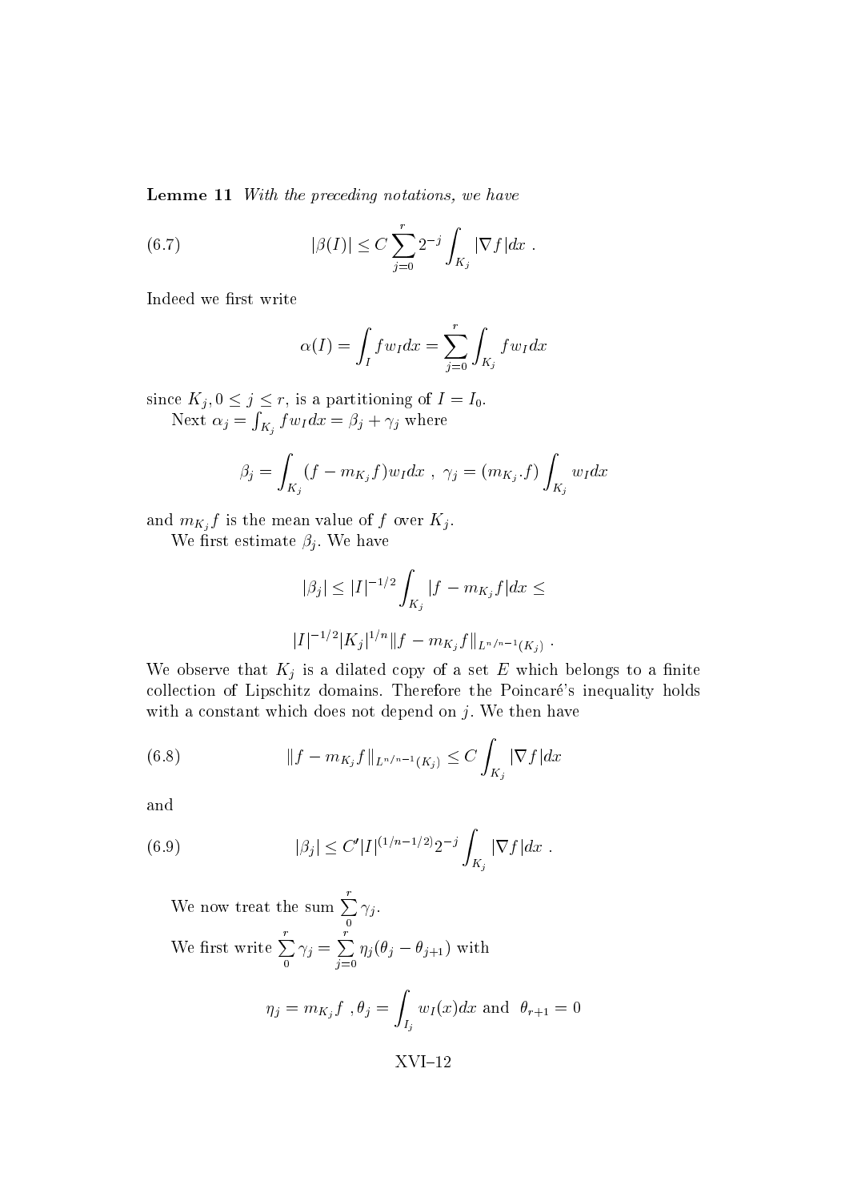**Lemme 11** *With the preceding notations, we have*

$$|\beta(I)| \leq C \sum_{j=0}^{r} 2^{-j} \int_{K_j} |\nabla f| dx \ . \tag{6.7}$$

Indeed we first write

$$\alpha(I) = \int_I f w_I dx = \sum_{j=0}^{r} \int_{K_j} f w_I dx$$

since $K_j, 0 \leq j \leq r$, is a partitioning of $I = I_0$.

Next $\alpha_j = \int_{K_j} f w_I dx = \beta_j + \gamma_j$ where

$$\beta_j = \int_{K_j} (f - m_{K_j} f) w_I dx \ , \ \gamma_j = (m_{K_j}.f) \int_{K_j} w_I dx$$

and $m_{K_j} f$ is the mean value of $f$ over $K_j$.

We first estimate $\beta_j$. We have

$$|\beta_j| \leq |I|^{-1/2} \int_{K_j} |f - m_{K_j} f| dx \leq$$

$$|I|^{-1/2} |K_j|^{1/n} \|f - m_{K_j} f\|_{L^{n/n-1}(K_j)} \ .$$

We observe that $K_j$ is a dilated copy of a set $E$ which belongs to a finite collection of Lipschitz domains. Therefore the Poincaré's inequality holds with a constant which does not depend on $j$. We then have

$$\|f - m_{K_j} f\|_{L^{n/n-1}(K_j)} \leq C \int_{K_j} |\nabla f| dx \tag{6.8}$$

and

$$|\beta_j| \leq C' |I|^{(1/n - 1/2)} 2^{-j} \int_{K_j} |\nabla f| dx \ . \tag{6.9}$$

We now treat the sum $\sum_0^r \gamma_j$.

We first write $\sum_0^r \gamma_j = \sum_{j=0}^{r} \eta_j (\theta_j - \theta_{j+1})$ with

$$\eta_j = m_{K_j} f \ , \theta_j = \int_{I_j} w_I(x) dx \text{ and } \ \theta_{r+1} = 0$$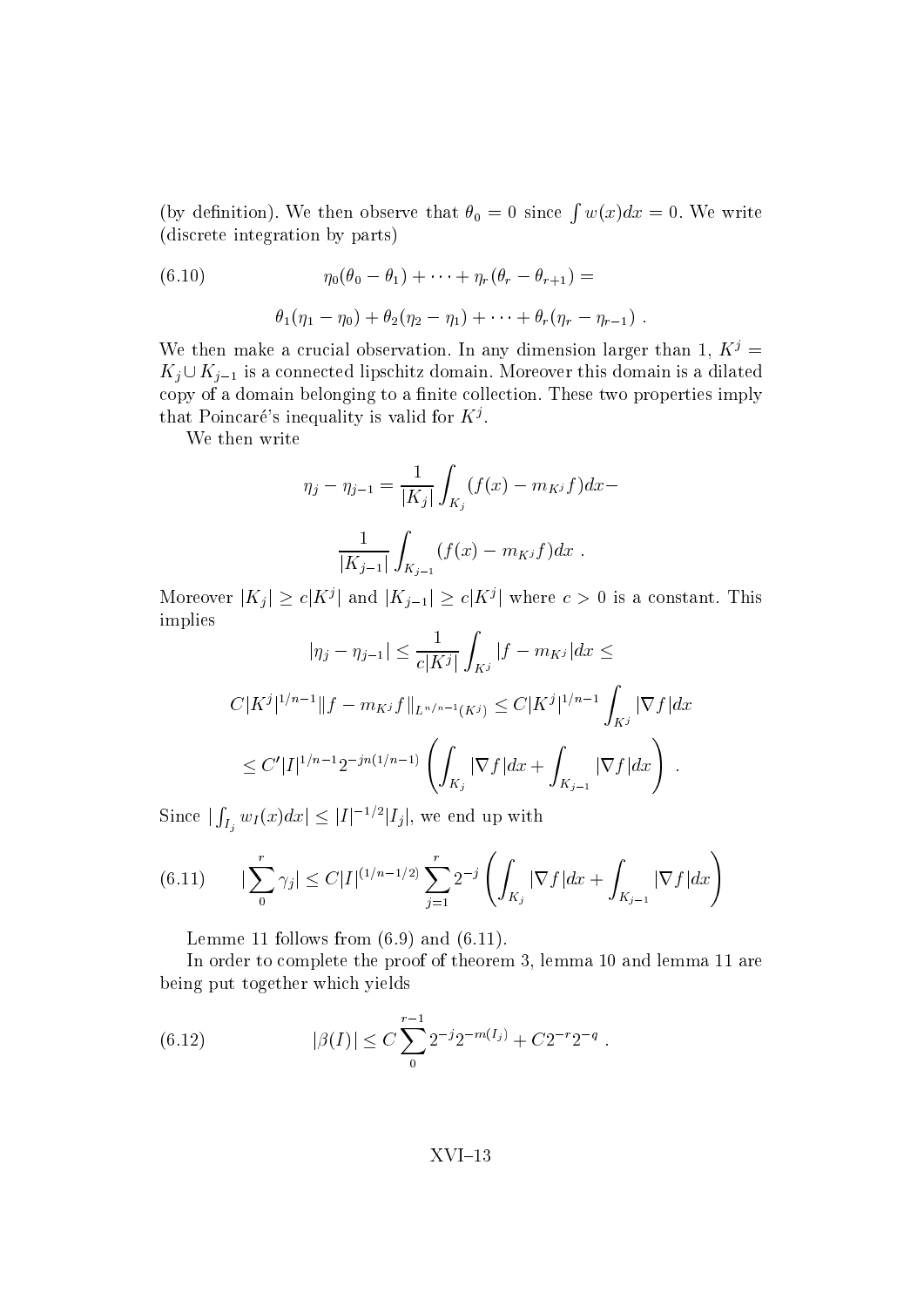(by definition). We then observe that $\theta_0 = 0$ since $\int w(x)dx = 0$. We write (discrete integration by parts)

$$\eta_0(\theta_0 - \theta_1) + \cdots + \eta_r(\theta_r - \theta_{r+1}) = \tag{6.10}$$

$$\theta_1(\eta_1 - \eta_0) + \theta_2(\eta_2 - \eta_1) + \cdots + \theta_r(\eta_r - \eta_{r-1}) \ .$$

We then make a crucial observation. In any dimension larger than 1, $K^j = K_j \cup K_{j-1}$ is a connected lipschitz domain. Moreover this domain is a dilated copy of a domain belonging to a finite collection. These two properties imply that Poincaré's inequality is valid for $K^j$.

We then write

$$\eta_j - \eta_{j-1} = \frac{1}{|K_j|}\int_{K_j}(f(x) - m_{K^j}f)dx -$$

$$\frac{1}{|K_{j-1}|}\int_{K_{j-1}}(f(x) - m_{K^j}f)dx \ .$$

Moreover $|K_j| \geq c|K^j|$ and $|K_{j-1}| \geq c|K^j|$ where $c > 0$ is a constant. This implies

$$|\eta_j - \eta_{j-1}| \leq \frac{1}{c|K^j|}\int_{K^j}|f - m_{K^j}|dx \leq$$

$$C|K^j|^{1/n-1}\|f - m_{K^j}f\|_{L^{n/n-1}(K^j)} \leq C|K^j|^{1/n-1}\int_{K^j}|\nabla f|dx$$

$$\leq C'|I|^{1/n-1}2^{-jn(1/n-1)}\left(\int_{K_j}|\nabla f|dx + \int_{K_{j-1}}|\nabla f|dx\right) \ .$$

Since $|\int_{I_j} w_I(x)dx| \leq |I|^{-1/2}|I_j|$, we end up with

$$|\sum_0^r \gamma_j| \leq C|I|^{(1/n-1/2)}\sum_{j=1}^r 2^{-j}\left(\int_{K_j}|\nabla f|dx + \int_{K_{j-1}}|\nabla f|dx\right) \tag{6.11}$$

Lemme 11 follows from (6.9) and (6.11).

In order to complete the proof of theorem 3, lemma 10 and lemma 11 are being put together which yields

$$|\beta(I)| \leq C\sum_0^{r-1} 2^{-j}2^{-m(I_j)} + C2^{-r}2^{-q} \ . \tag{6.12}$$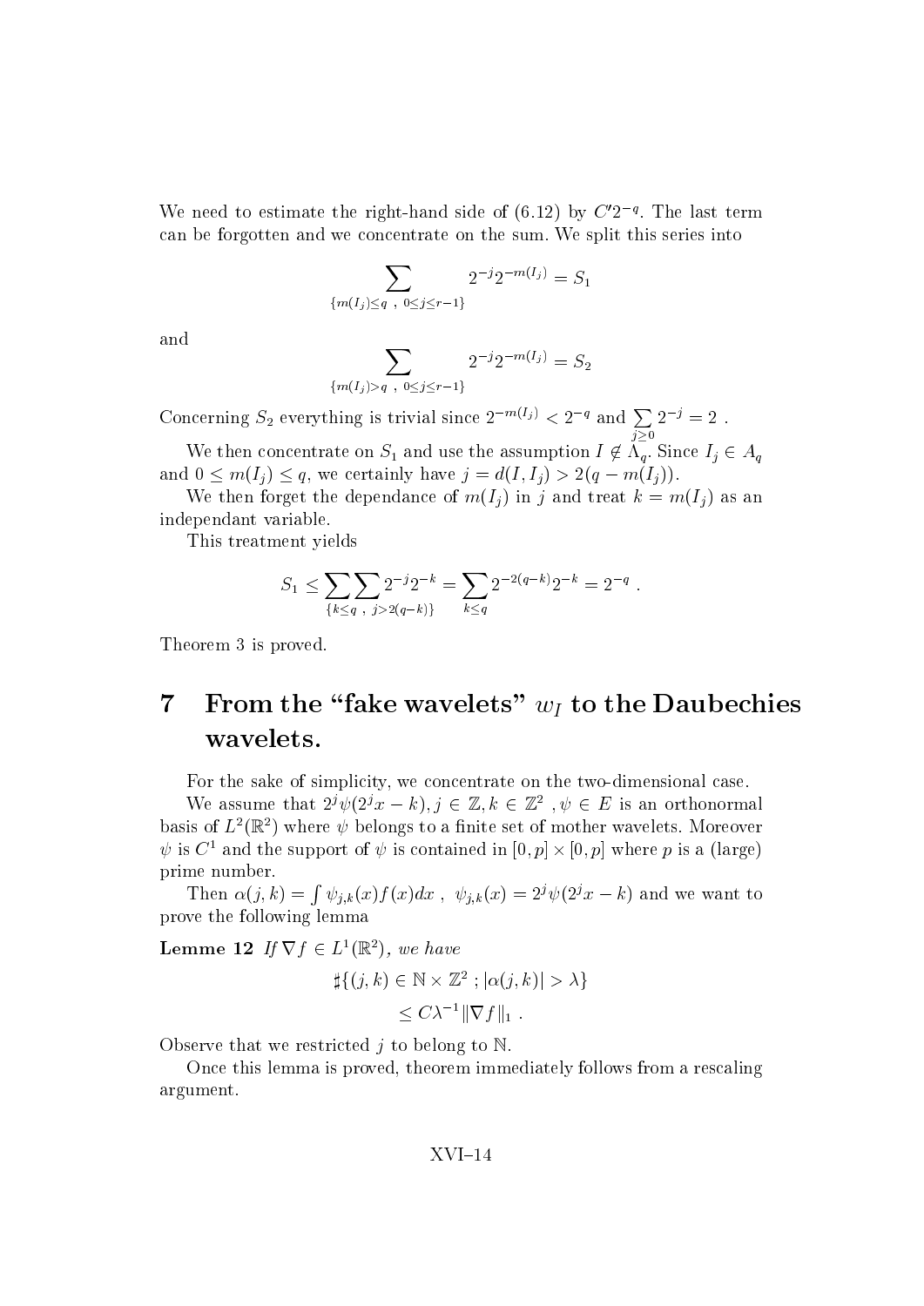We need to estimate the right-hand side of (6.12) by $C'2^{-q}$. The last term can be forgotten and we concentrate on the sum. We split this series into

$$\sum_{\{m(I_j)\leq q\ ,\ 0\leq j\leq r-1\}} 2^{-j}2^{-m(I_j)} = S_1$$

and

$$\sum_{\{m(I_j)>q\ ,\ 0\leq j\leq r-1\}} 2^{-j}2^{-m(I_j)} = S_2$$

Concerning $S_2$ everything is trivial since $2^{-m(I_j)} < 2^{-q}$ and $\sum_{j\geq 0} 2^{-j} = 2$ .

We then concentrate on $S_1$ and use the assumption $I \notin \Lambda_q$. Since $I_j \in A_q$ and $0 \leq m(I_j) \leq q$, we certainly have $j = d(I, I_j) > 2(q - m(I_j))$.

We then forget the dependance of $m(I_j)$ in $j$ and treat $k = m(I_j)$ as an independant variable.

This treatment yields

$$S_1 \leq \sum_{\{k\leq q\ ,\ j>2(q-k)\}}\sum 2^{-j}2^{-k} = \sum_{k\leq q} 2^{-2(q-k)}2^{-k} = 2^{-q}\ .$$

Theorem 3 is proved.

# 7 From the "fake wavelets" $w_I$ to the Daubechies wavelets.

For the sake of simplicity, we concentrate on the two-dimensional case.

We assume that $2^j\psi(2^jx-k), j \in \mathbb{Z}, k \in \mathbb{Z}^2\ , \psi \in E$ is an orthonormal basis of $L^2(\mathbb{R}^2)$ where $\psi$ belongs to a finite set of mother wavelets. Moreover $\psi$ is $C^1$ and the support of $\psi$ is contained in $[0,p]\times[0,p]$ where $p$ is a (large) prime number.

Then $\alpha(j,k) = \int \psi_{j,k}(x)f(x)dx\ ,\ \psi_{j,k}(x) = 2^j\psi(2^jx-k)$ and we want to prove the following lemma

**Lemme 12** *If $\nabla f \in L^1(\mathbb{R}^2)$, we have*

$$\sharp\{(j,k) \in \mathbb{N}\times\mathbb{Z}^2\ ; |\alpha(j,k)| > \lambda\}$$
$$\leq C\lambda^{-1}\|\nabla f\|_1\ .$$

Observe that we restricted $j$ to belong to $\mathbb{N}$.

Once this lemma is proved, theorem immediately follows from a rescaling argument.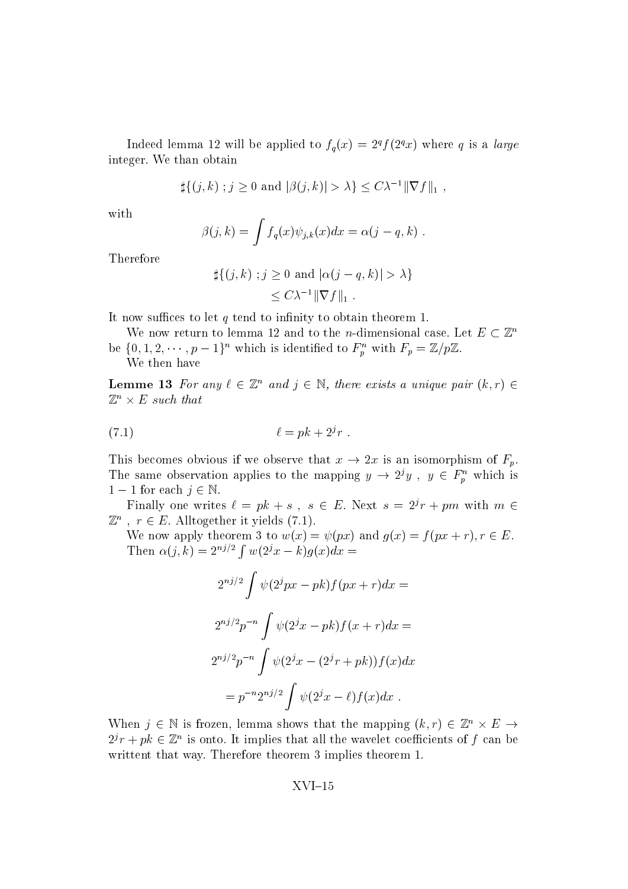Indeed lemma 12 will be applied to $f_q(x) = 2^q f(2^q x)$ where $q$ is a *large* integer. We than obtain

$$\sharp\{(j,k)\ ;\ j \geq 0 \text{ and } |\beta(j,k)| > \lambda\} \leq C\lambda^{-1}\|\nabla f\|_1\ ,$$

with

$$\beta(j,k) = \int f_q(x)\psi_{j,k}(x)dx = \alpha(j-q,k)\ .$$

Therefore

$$\sharp\{(j,k)\ ;\ j \geq 0 \text{ and } |\alpha(j-q,k)| > \lambda\}$$
$$\leq C\lambda^{-1}\|\nabla f\|_1\ .$$

It now suffices to let $q$ tend to infinity to obtain theorem 1.

We now return to lemma 12 and to the $n$-dimensional case. Let $E \subset \mathbb{Z}^n$ be $\{0, 1, 2, \cdots, p-1\}^n$ which is identified to $F_p^n$ with $F_p = \mathbb{Z}/p\mathbb{Z}$.

We then have

**Lemme 13** *For any $\ell \in \mathbb{Z}^n$ and $j \in \mathbb{N}$, there exists a unique pair $(k,r) \in \mathbb{Z}^n \times E$ such that*

$$\ell = pk + 2^j r\ . \tag{7.1}$$

This becomes obvious if we observe that $x \to 2x$ is an isomorphism of $F_p$. The same observation applies to the mapping $y \to 2^j y\ ,\ y \in F_p^n$ which is $1-1$ for each $j \in \mathbb{N}$.

Finally one writes $\ell = pk + s\ ,\ s \in E$. Next $s = 2^j r + pm$ with $m \in \mathbb{Z}^n\ ,\ r \in E$. Alltogether it yields (7.1).

We now apply theorem 3 to $w(x) = \psi(px)$ and $g(x) = f(px+r), r \in E$.

Then $\alpha(j,k) = 2^{nj/2}\int w(2^j x - k)g(x)dx =$

$$2^{nj/2}\int \psi(2^j px - pk)f(px+r)dx =$$

$$2^{nj/2}p^{-n}\int \psi(2^j x - pk)f(x+r)dx =$$

$$2^{nj/2}p^{-n}\int \psi(2^j x - (2^j r + pk))f(x)dx$$

$$= p^{-n}2^{nj/2}\int \psi(2^j x - \ell)f(x)dx\ .$$

When $j \in \mathbb{N}$ is frozen, lemma shows that the mapping $(k,r) \in \mathbb{Z}^n \times E \to 2^j r + pk \in \mathbb{Z}^n$ is onto. It implies that all the wavelet coefficients of $f$ can be writtent that way. Therefore theorem 3 implies theorem 1.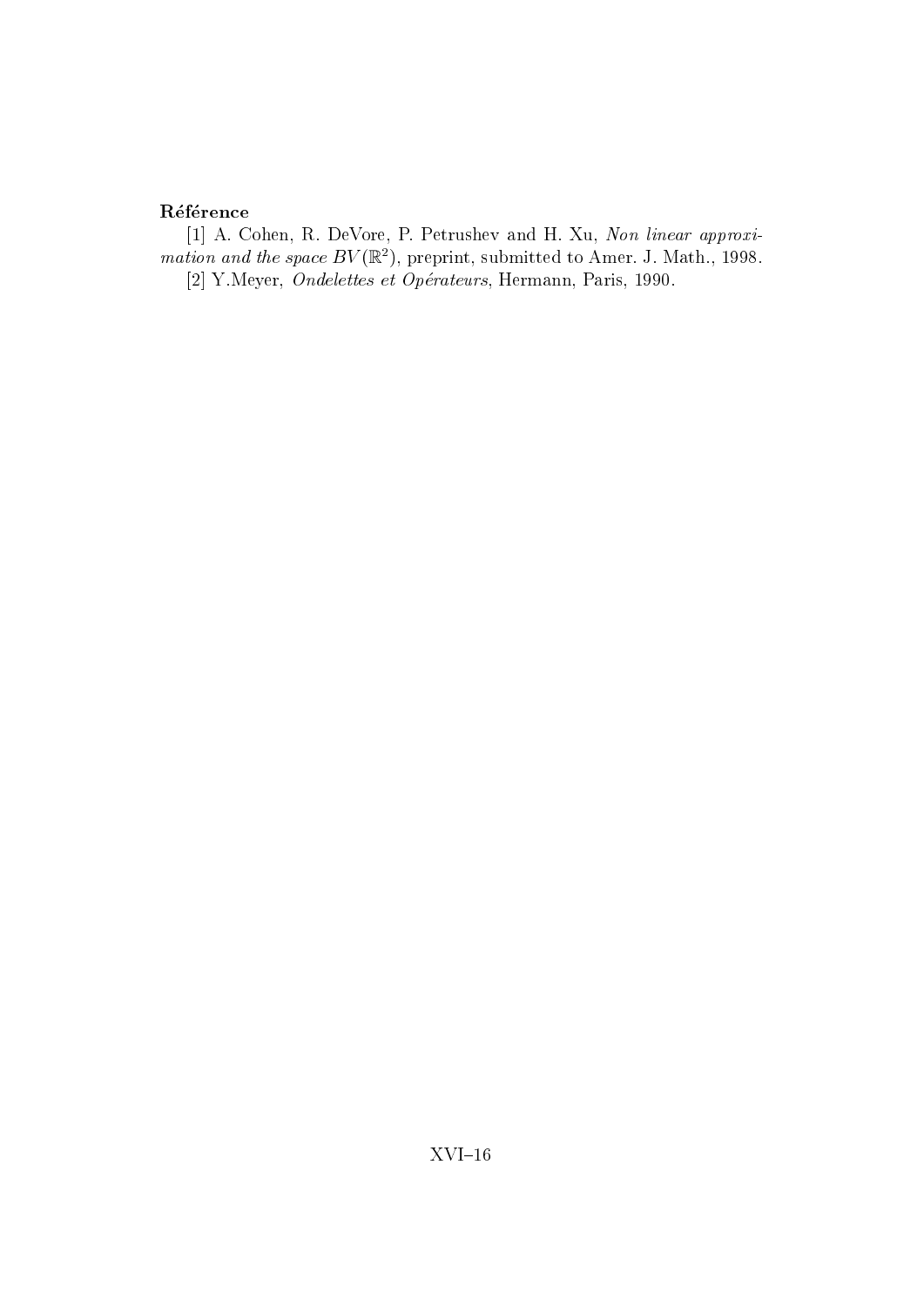**Référence**

[1] A. Cohen, R. DeVore, P. Petrushev and H. Xu, *Non linear approximation and the space $BV(\mathbb{R}^2)$*, preprint, submitted to Amer. J. Math., 1998.

[2] Y.Meyer, *Ondelettes et Opérateurs*, Hermann, Paris, 1990.